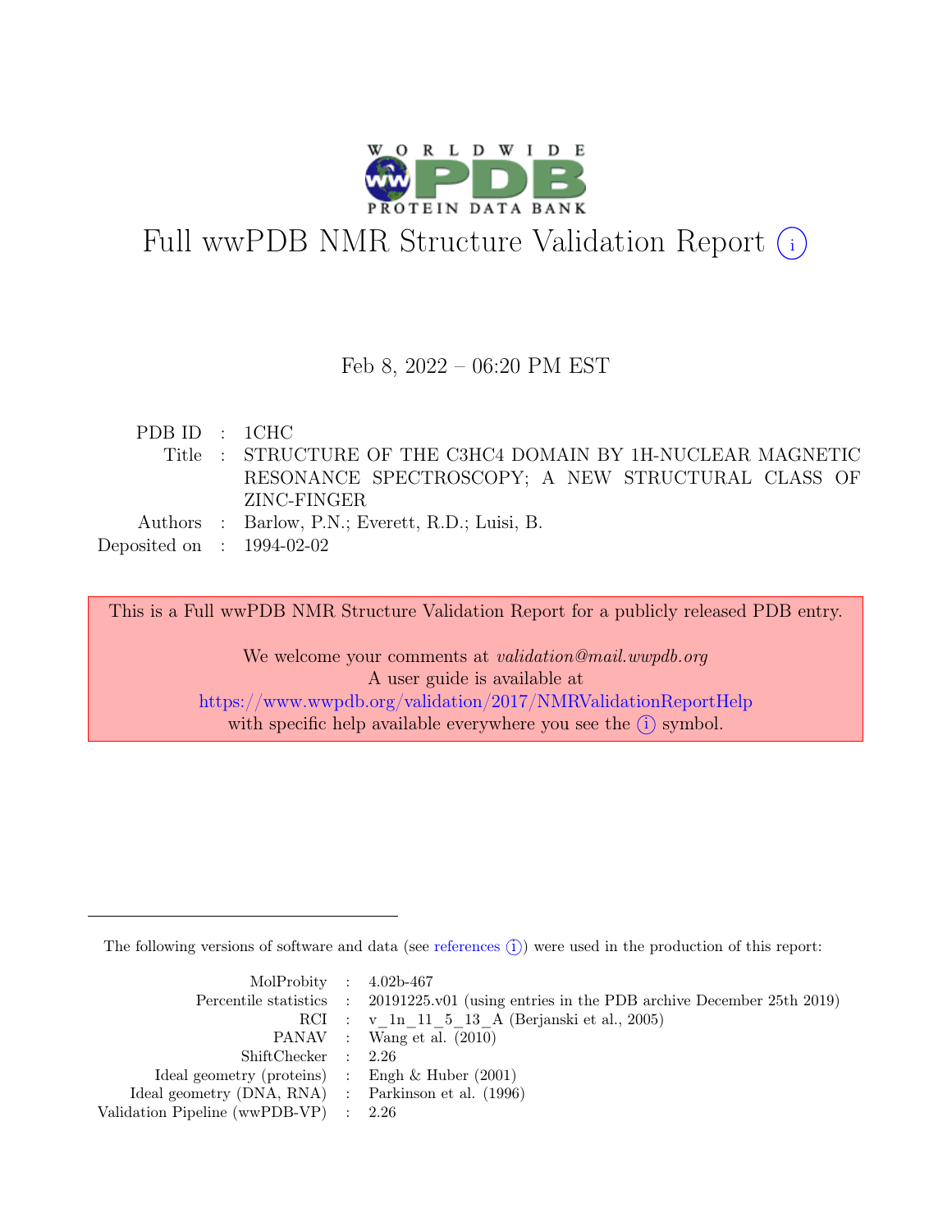# Full wwPDB NMR Structure Validation Report (i)

Feb 8, 2022 – 06:20 PM EST

| | | |
|---|---|---|
| PDB ID | : | 1CHC |
| Title | : | STRUCTURE OF THE C3HC4 DOMAIN BY 1H-NUCLEAR MAGNETIC RESONANCE SPECTROSCOPY; A NEW STRUCTURAL CLASS OF ZINC-FINGER |
| Authors | : | Barlow, P.N.; Everett, R.D.; Luisi, B. |
| Deposited on | : | 1994-02-02 |

This is a Full wwPDB NMR Structure Validation Report for a publicly released PDB entry.

We welcome your comments at *validation@mail.wwpdb.org*
A user guide is available at
https://www.wwpdb.org/validation/2017/NMRValidationReportHelp
with specific help available everywhere you see the (i) symbol.

---

The following versions of software and data (see references (i)) were used in the production of this report:

| | | |
|---|---|---|
| MolProbity | : | 4.02b-467 |
| Percentile statistics | : | 20191225.v01 (using entries in the PDB archive December 25th 2019) |
| RCI | : | v_1n_11_5_13_A (Berjanski et al., 2005) |
| PANAV | : | Wang et al. (2010) |
| ShiftChecker | : | 2.26 |
| Ideal geometry (proteins) | : | Engh & Huber (2001) |
| Ideal geometry (DNA, RNA) | : | Parkinson et al. (1996) |
| Validation Pipeline (wwPDB-VP) | : | 2.26 |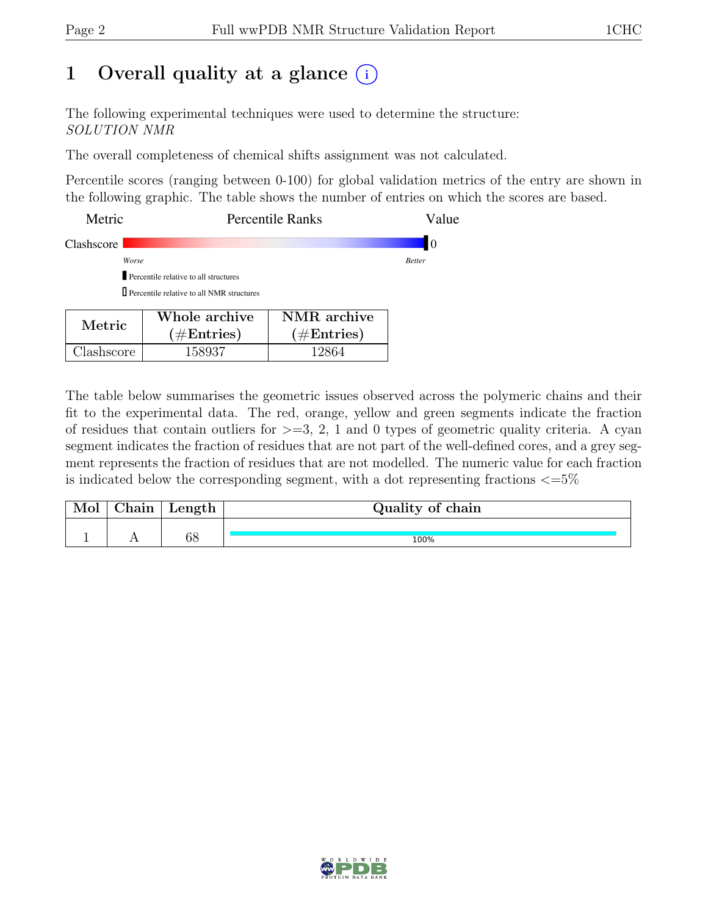# 1 Overall quality at a glance (i)

The following experimental techniques were used to determine the structure: *SOLUTION NMR*

The overall completeness of chemical shifts assignment was not calculated.

Percentile scores (ranging between 0-100) for global validation metrics of the entry are shown in the following graphic. The table shows the number of entries on which the scores are based.

| Metric | Percentile Ranks | Value |
|---|---|---|
| Clashscore | | 0 |

*Worse* — *Better*

▮ Percentile relative to all structures

▯ Percentile relative to all NMR structures

| Metric | Whole archive (#Entries) | NMR archive (#Entries) |
|---|---|---|
| Clashscore | 158937 | 12864 |

The table below summarises the geometric issues observed across the polymeric chains and their fit to the experimental data. The red, orange, yellow and green segments indicate the fraction of residues that contain outliers for >=3, 2, 1 and 0 types of geometric quality criteria. A cyan segment indicates the fraction of residues that are not part of the well-defined cores, and a grey segment represents the fraction of residues that are not modelled. The numeric value for each fraction is indicated below the corresponding segment, with a dot representing fractions <=5%

| Mol | Chain | Length | Quality of chain |
|---|---|---|---|
| 1 | A | 68 | 100% |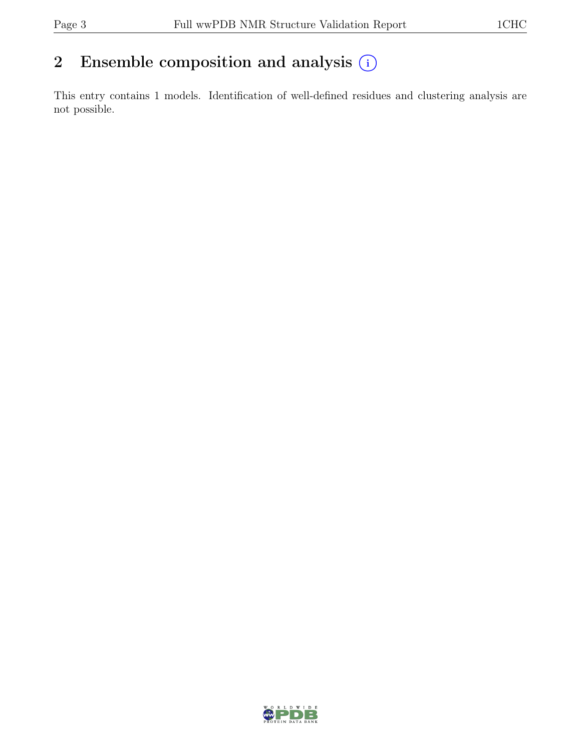## 2 Ensemble composition and analysis (i)

This entry contains 1 models. Identification of well-defined residues and clustering analysis are not possible.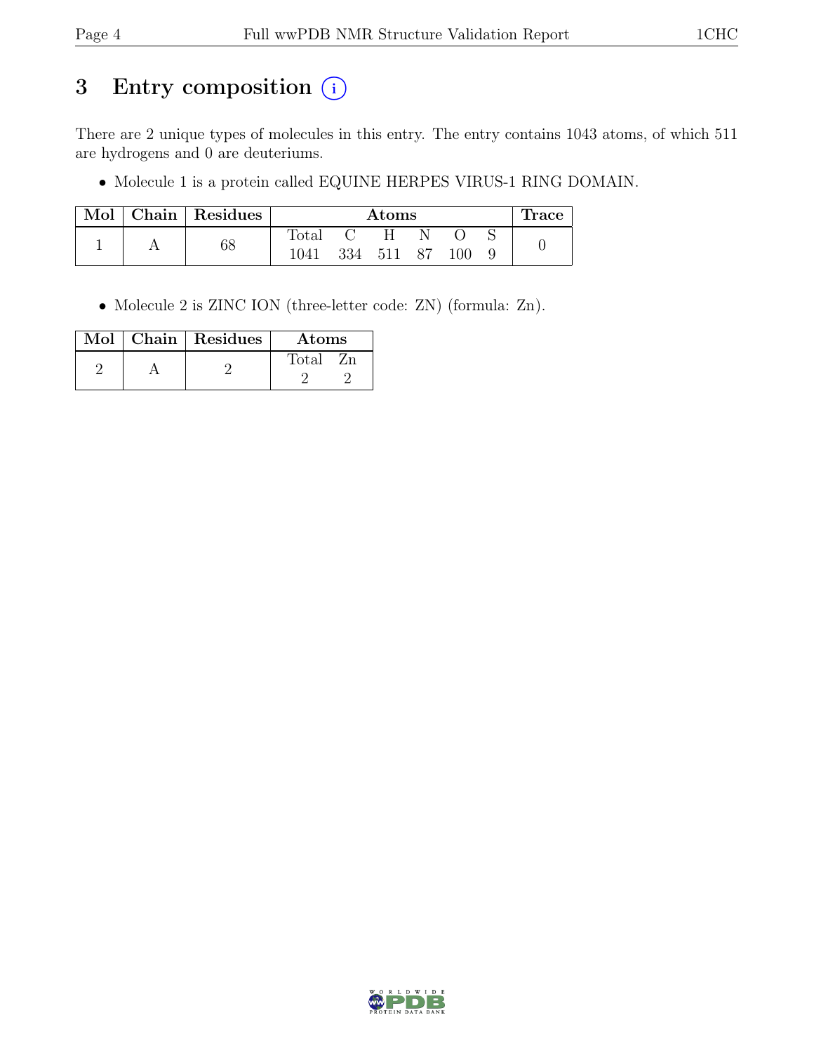# 3 Entry composition (i)

There are 2 unique types of molecules in this entry. The entry contains 1043 atoms, of which 511 are hydrogens and 0 are deuteriums.

- Molecule 1 is a protein called EQUINE HERPES VIRUS-1 RING DOMAIN.

| Mol | Chain | Residues | Atoms | | | | | | Trace |
|---|---|---|---|---|---|---|---|---|---|
| | | | Total | C | H | N | O | S | |
| 1 | A | 68 | 1041 | 334 | 511 | 87 | 100 | 9 | 0 |

- Molecule 2 is ZINC ION (three-letter code: ZN) (formula: Zn).

| Mol | Chain | Residues | Atoms | |
|---|---|---|---|---|
| | | | Total | Zn |
| 2 | A | 2 | 2 | 2 |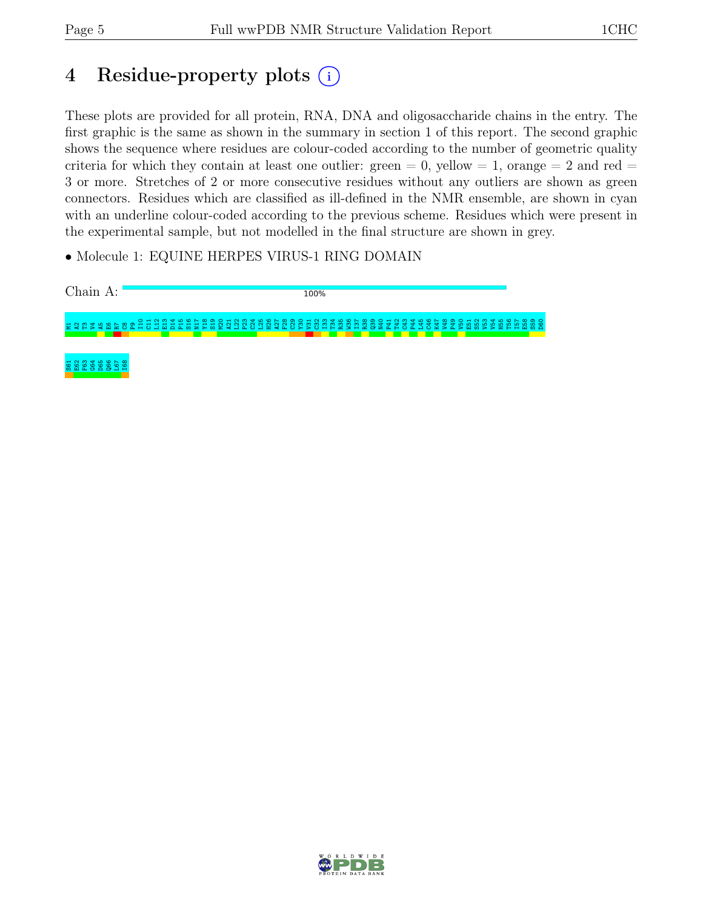# 4 Residue-property plots (i)

These plots are provided for all protein, RNA, DNA and oligosaccharide chains in the entry. The first graphic is the same as shown in the summary in section 1 of this report. The second graphic shows the sequence where residues are colour-coded according to the number of geometric quality criteria for which they contain at least one outlier: green = 0, yellow = 1, orange = 2 and red = 3 or more. Stretches of 2 or more consecutive residues without any outliers are shown as green connectors. Residues which are classified as ill-defined in the NMR ensemble, are shown in cyan with an underline colour-coded according to the previous scheme. Residues which were present in the experimental sample, but not modelled in the final structure are shown in grey.

- Molecule 1: EQUINE HERPES VIRUS-1 RING DOMAIN

Chain A: 100%

M1 A2 T3 V4 A5 E6 R7 C8 P9 I10 C11 L12 E13 D14 P15 S16 N17 Y18 S19 M20 A21 L22 P23 C24 L25 H26 A27 F28 C29 Y30 V31 C32 I33 T34 R35 W36 I37 R38 Q39 N40 P41 T42 C43 P44 L45 C46 K47 V48 P49 V50 E51 S52 V53 V54 H55 T56 I57 E58 S59 D60 S61 E62 F63 G64 D65 Q66 L67 I68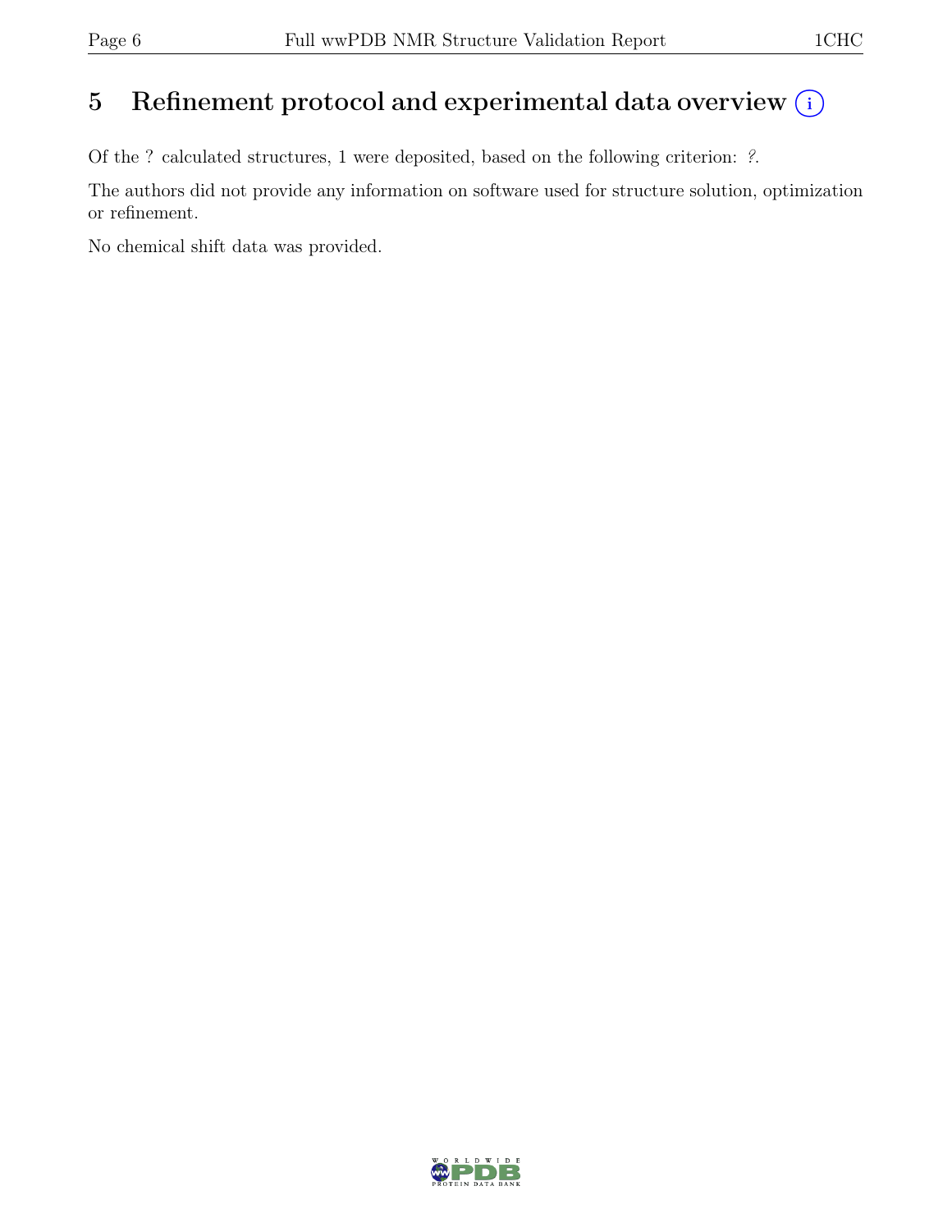# 5 Refinement protocol and experimental data overview

Of the ? calculated structures, 1 were deposited, based on the following criterion: *?*.

The authors did not provide any information on software used for structure solution, optimization or refinement.

No chemical shift data was provided.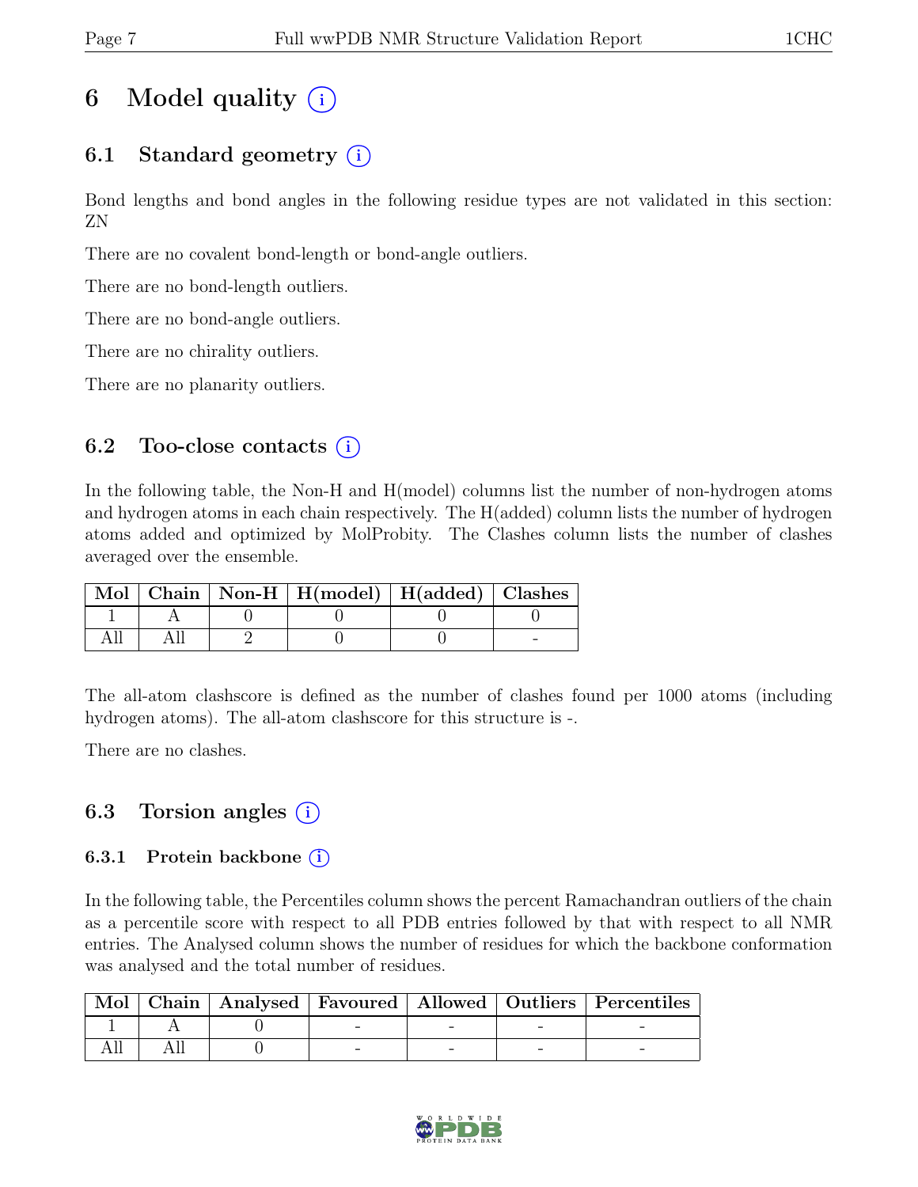# 6 Model quality (i)

## 6.1 Standard geometry (i)

Bond lengths and bond angles in the following residue types are not validated in this section: ZN

There are no covalent bond-length or bond-angle outliers.

There are no bond-length outliers.

There are no bond-angle outliers.

There are no chirality outliers.

There are no planarity outliers.

## 6.2 Too-close contacts (i)

In the following table, the Non-H and H(model) columns list the number of non-hydrogen atoms and hydrogen atoms in each chain respectively. The H(added) column lists the number of hydrogen atoms added and optimized by MolProbity. The Clashes column lists the number of clashes averaged over the ensemble.

| Mol | Chain | Non-H | H(model) | H(added) | Clashes |
|---|---|---|---|---|---|
| 1 | A | 0 | 0 | 0 | 0 |
| All | All | 2 | 0 | 0 | - |

The all-atom clashscore is defined as the number of clashes found per 1000 atoms (including hydrogen atoms). The all-atom clashscore for this structure is -.

There are no clashes.

## 6.3 Torsion angles (i)

### 6.3.1 Protein backbone (i)

In the following table, the Percentiles column shows the percent Ramachandran outliers of the chain as a percentile score with respect to all PDB entries followed by that with respect to all NMR entries. The Analysed column shows the number of residues for which the backbone conformation was analysed and the total number of residues.

| Mol | Chain | Analysed | Favoured | Allowed | Outliers | Percentiles |
|---|---|---|---|---|---|---|
| 1 | A | 0 | - | - | - | - |
| All | All | 0 | - | - | - | - |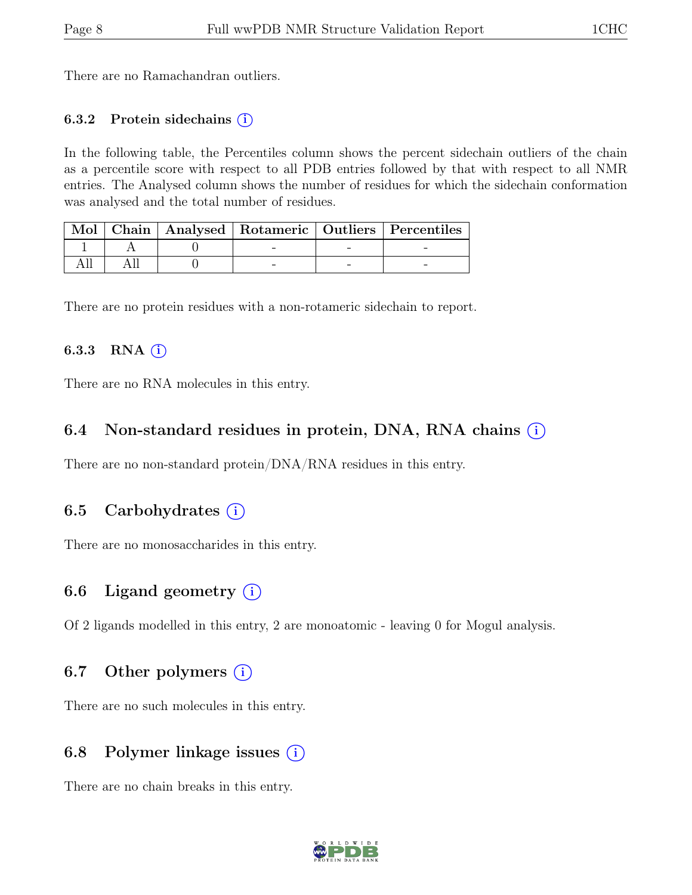There are no Ramachandran outliers.

### 6.3.2 Protein sidechains (i)

In the following table, the Percentiles column shows the percent sidechain outliers of the chain as a percentile score with respect to all PDB entries followed by that with respect to all NMR entries. The Analysed column shows the number of residues for which the sidechain conformation was analysed and the total number of residues.

| Mol | Chain | Analysed | Rotameric | Outliers | Percentiles |
|---|---|---|---|---|---|
| 1 | A | 0 | - | - | - |
| All | All | 0 | - | - | - |

There are no protein residues with a non-rotameric sidechain to report.

### 6.3.3 RNA (i)

There are no RNA molecules in this entry.

## 6.4 Non-standard residues in protein, DNA, RNA chains (i)

There are no non-standard protein/DNA/RNA residues in this entry.

## 6.5 Carbohydrates (i)

There are no monosaccharides in this entry.

## 6.6 Ligand geometry (i)

Of 2 ligands modelled in this entry, 2 are monoatomic - leaving 0 for Mogul analysis.

## 6.7 Other polymers (i)

There are no such molecules in this entry.

## 6.8 Polymer linkage issues (i)

There are no chain breaks in this entry.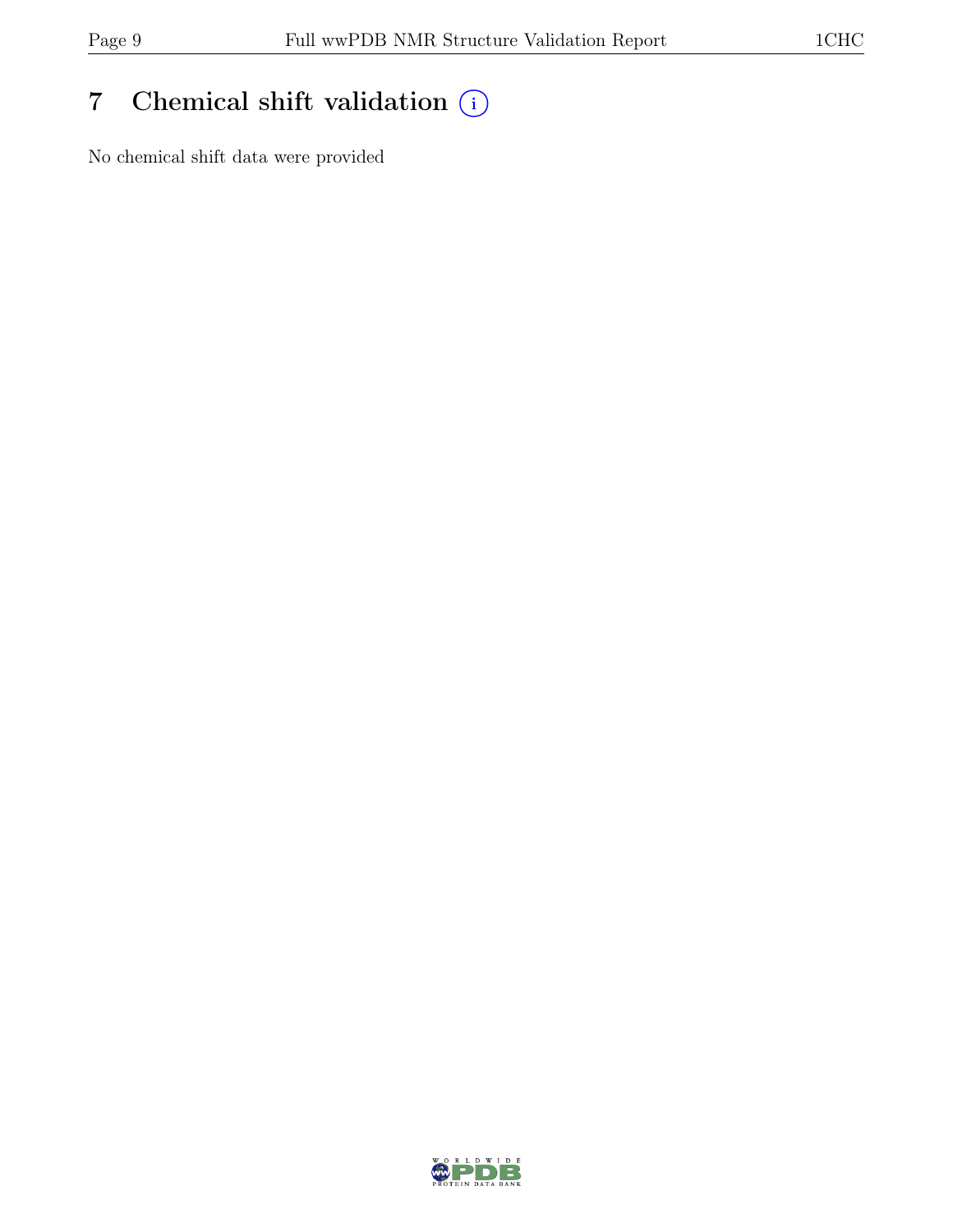# 7 Chemical shift validation

No chemical shift data were provided